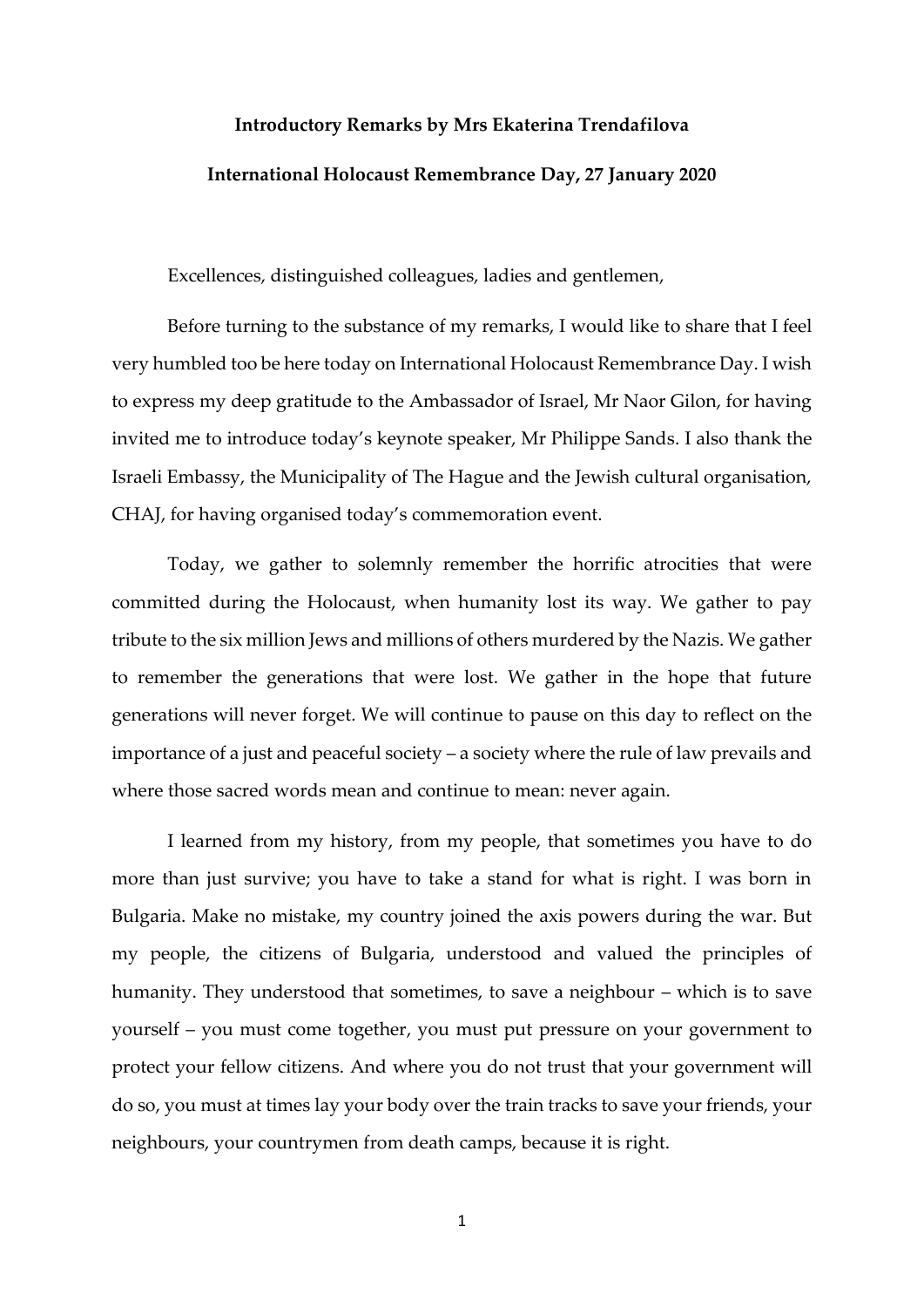**Introductory Remarks by Mrs Ekaterina Trendafilova**

**International Holocaust Remembrance Day, 27 January 2020**

Excellences, distinguished colleagues, ladies and gentlemen,

Before turning to the substance of my remarks, I would like to share that I feel very humbled too be here today on International Holocaust Remembrance Day. I wish to express my deep gratitude to the Ambassador of Israel, Mr Naor Gilon, for having invited me to introduce today's keynote speaker, Mr Philippe Sands. I also thank the Israeli Embassy, the Municipality of The Hague and the Jewish cultural organisation, CHAJ, for having organised today's commemoration event.

Today, we gather to solemnly remember the horrific atrocities that were committed during the Holocaust, when humanity lost its way. We gather to pay tribute to the six million Jews and millions of others murdered by the Nazis. We gather to remember the generations that were lost. We gather in the hope that future generations will never forget. We will continue to pause on this day to reflect on the importance of a just and peaceful society – a society where the rule of law prevails and where those sacred words mean and continue to mean: never again.

I learned from my history, from my people, that sometimes you have to do more than just survive; you have to take a stand for what is right. I was born in Bulgaria. Make no mistake, my country joined the axis powers during the war. But my people, the citizens of Bulgaria, understood and valued the principles of humanity. They understood that sometimes, to save a neighbour – which is to save yourself – you must come together, you must put pressure on your government to protect your fellow citizens. And where you do not trust that your government will do so, you must at times lay your body over the train tracks to save your friends, your neighbours, your countrymen from death camps, because it is right.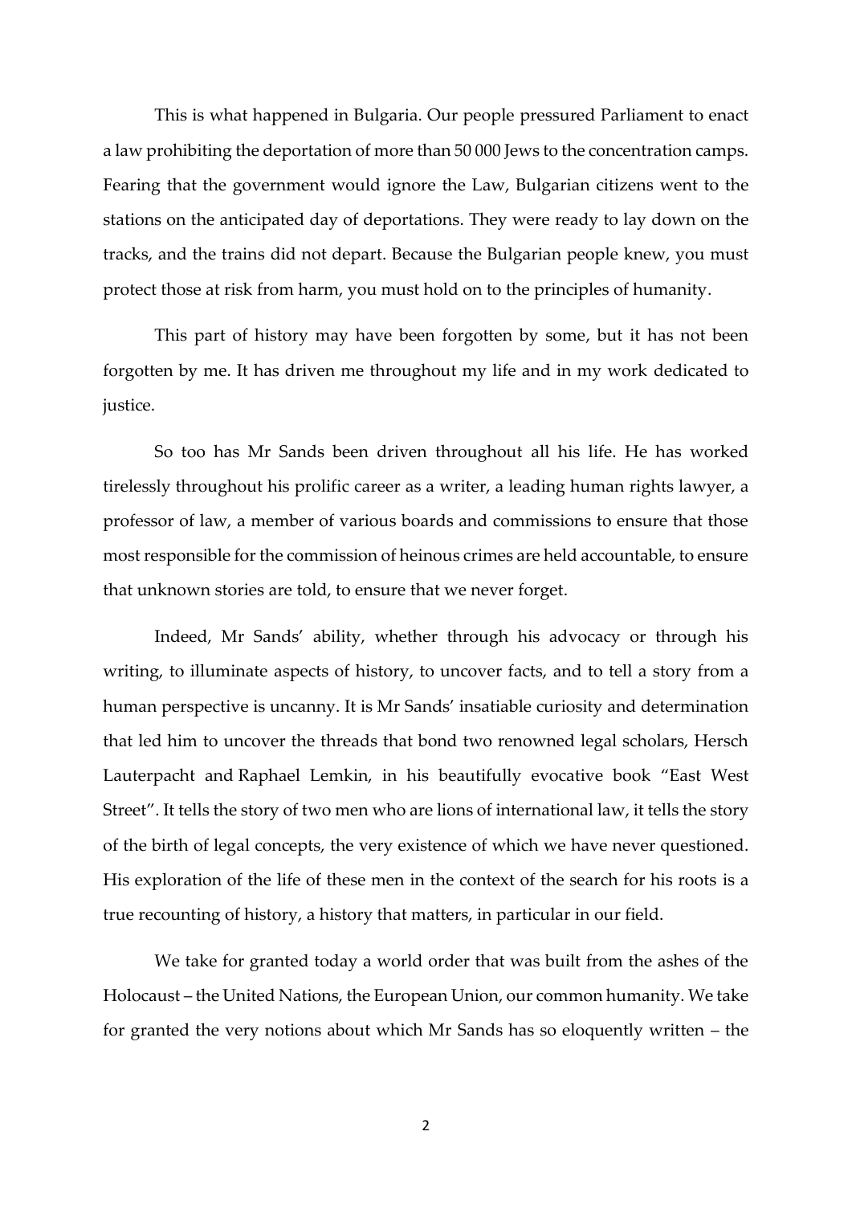This is what happened in Bulgaria. Our people pressured Parliament to enact a law prohibiting the deportation of more than 50 000 Jews to the concentration camps. Fearing that the government would ignore the Law, Bulgarian citizens went to the stations on the anticipated day of deportations. They were ready to lay down on the tracks, and the trains did not depart. Because the Bulgarian people knew, you must protect those at risk from harm, you must hold on to the principles of humanity.

This part of history may have been forgotten by some, but it has not been forgotten by me. It has driven me throughout my life and in my work dedicated to justice.

So too has Mr Sands been driven throughout all his life. He has worked tirelessly throughout his prolific career as a writer, a leading human rights lawyer, a professor of law, a member of various boards and commissions to ensure that those most responsible for the commission of heinous crimes are held accountable, to ensure that unknown stories are told, to ensure that we never forget.

Indeed, Mr Sands' ability, whether through his advocacy or through his writing, to illuminate aspects of history, to uncover facts, and to tell a story from a human perspective is uncanny. It is Mr Sands' insatiable curiosity and determination that led him to uncover the threads that bond two renowned legal scholars, Hersch Lauterpacht and Raphael Lemkin, in his beautifully evocative book "East West Street". It tells the story of two men who are lions of international law, it tells the story of the birth of legal concepts, the very existence of which we have never questioned. His exploration of the life of these men in the context of the search for his roots is a true recounting of history, a history that matters, in particular in our field.

We take for granted today a world order that was built from the ashes of the Holocaust – the United Nations, the European Union, our common humanity. We take for granted the very notions about which Mr Sands has so eloquently written – the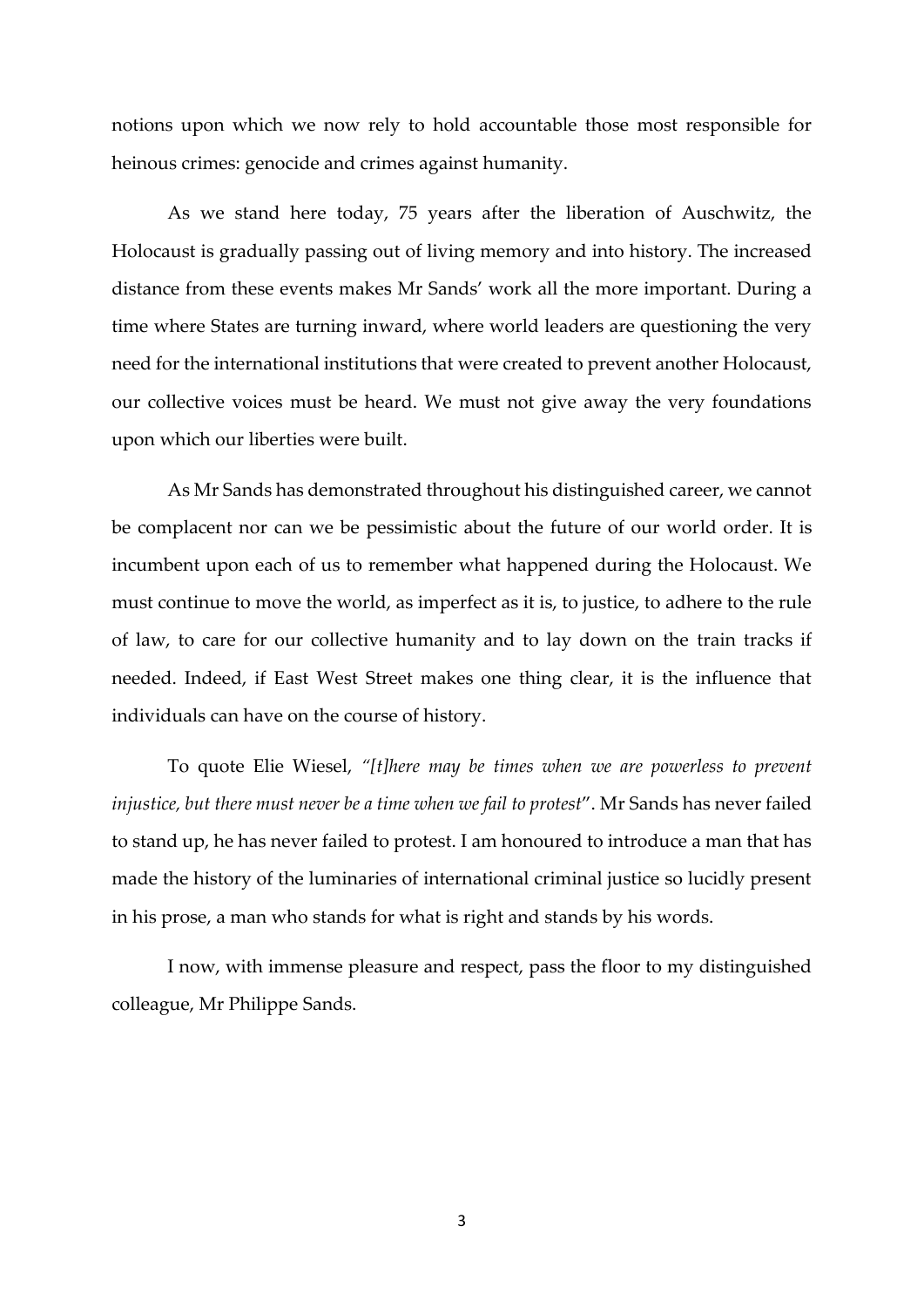notions upon which we now rely to hold accountable those most responsible for heinous crimes: genocide and crimes against humanity.

As we stand here today, 75 years after the liberation of Auschwitz, the Holocaust is gradually passing out of living memory and into history. The increased distance from these events makes Mr Sands' work all the more important. During a time where States are turning inward, where world leaders are questioning the very need for the international institutions that were created to prevent another Holocaust, our collective voices must be heard. We must not give away the very foundations upon which our liberties were built.

As Mr Sands has demonstrated throughout his distinguished career, we cannot be complacent nor can we be pessimistic about the future of our world order. It is incumbent upon each of us to remember what happened during the Holocaust. We must continue to move the world, as imperfect as it is, to justice, to adhere to the rule of law, to care for our collective humanity and to lay down on the train tracks if needed. Indeed, if East West Street makes one thing clear, it is the influence that individuals can have on the course of history.

To quote Elie Wiesel, "*[t]here may be times when we are powerless to prevent injustice, but there must never be a time when we fail to protest*". Mr Sands has never failed to stand up, he has never failed to protest. I am honoured to introduce a man that has made the history of the luminaries of international criminal justice so lucidly present in his prose, a man who stands for what is right and stands by his words.

I now, with immense pleasure and respect, pass the floor to my distinguished colleague, Mr Philippe Sands.